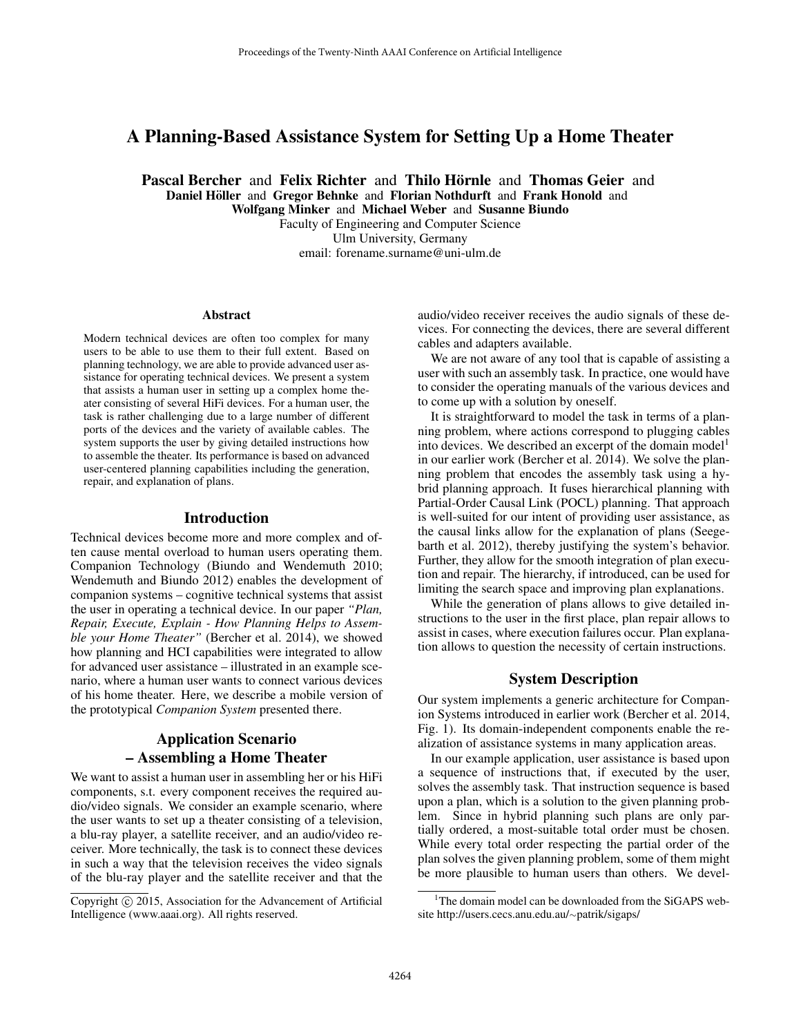# A Planning-Based Assistance System for Setting Up a Home Theater

**Pascal Bercher** and **Felix Richter** and **Thilo Hörnle** and **Thomas Geier** and
**Daniel Höller** and **Gregor Behnke** and **Florian Nothdurft** and **Frank Honold** and
**Wolfgang Minker** and **Michael Weber** and **Susanne Biundo**
Faculty of Engineering and Computer Science
Ulm University, Germany
email: forename.surname@uni-ulm.de

## Abstract

Modern technical devices are often too complex for many users to be able to use them to their full extent. Based on planning technology, we are able to provide advanced user assistance for operating technical devices. We present a system that assists a human user in setting up a complex home theater consisting of several HiFi devices. For a human user, the task is rather challenging due to a large number of different ports of the devices and the variety of available cables. The system supports the user by giving detailed instructions how to assemble the theater. Its performance is based on advanced user-centered planning capabilities including the generation, repair, and explanation of plans.

## Introduction

Technical devices become more and more complex and often cause mental overload to human users operating them. Companion Technology (Biundo and Wendemuth 2010; Wendemuth and Biundo 2012) enables the development of companion systems – cognitive technical systems that assist the user in operating a technical device. In our paper *"Plan, Repair, Execute, Explain - How Planning Helps to Assemble your Home Theater"* (Bercher et al. 2014), we showed how planning and HCI capabilities were integrated to allow for advanced user assistance – illustrated in an example scenario, where a human user wants to connect various devices of his home theater. Here, we describe a mobile version of the prototypical *Companion System* presented there.

## Application Scenario – Assembling a Home Theater

We want to assist a human user in assembling her or his HiFi components, s.t. every component receives the required audio/video signals. We consider an example scenario, where the user wants to set up a theater consisting of a television, a blu-ray player, a satellite receiver, and an audio/video receiver. More technically, the task is to connect these devices in such a way that the television receives the video signals of the blu-ray player and the satellite receiver and that the audio/video receiver receives the audio signals of these devices. For connecting the devices, there are several different cables and adapters available.

We are not aware of any tool that is capable of assisting a user with such an assembly task. In practice, one would have to consider the operating manuals of the various devices and to come up with a solution by oneself.

It is straightforward to model the task in terms of a planning problem, where actions correspond to plugging cables into devices. We described an excerpt of the domain model[1] in our earlier work (Bercher et al. 2014). We solve the planning problem that encodes the assembly task using a hybrid planning approach. It fuses hierarchical planning with Partial-Order Causal Link (POCL) planning. That approach is well-suited for our intent of providing user assistance, as the causal links allow for the explanation of plans (Seegebarth et al. 2012), thereby justifying the system's behavior. Further, they allow for the smooth integration of plan execution and repair. The hierarchy, if introduced, can be used for limiting the search space and improving plan explanations.

While the generation of plans allows to give detailed instructions to the user in the first place, plan repair allows to assist in cases, where execution failures occur. Plan explanation allows to question the necessity of certain instructions.

## System Description

Our system implements a generic architecture for Companion Systems introduced in earlier work (Bercher et al. 2014, Fig. 1). Its domain-independent components enable the realization of assistance systems in many application areas.

In our example application, user assistance is based upon a sequence of instructions that, if executed by the user, solves the assembly task. That instruction sequence is based upon a plan, which is a solution to the given planning problem. Since in hybrid planning such plans are only partially ordered, a most-suitable total order must be chosen. While every total order respecting the partial order of the plan solves the given planning problem, some of them might be more plausible to human users than others. We devel-

Copyright © 2015, Association for the Advancement of Artificial Intelligence (www.aaai.org). All rights reserved.

[1] The domain model can be downloaded from the SiGAPS website http://users.cecs.anu.edu.au/~patrik/sigaps/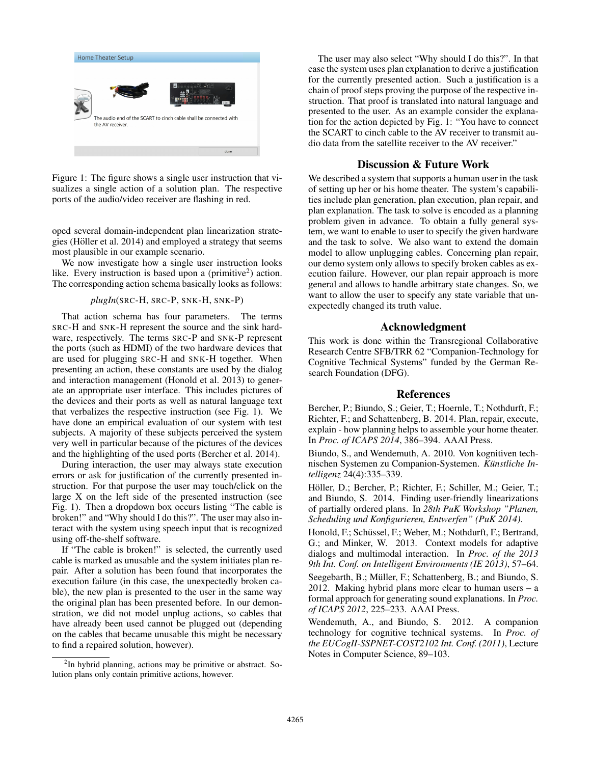Figure 1: The figure shows a single user instruction that visualizes a single action of a solution plan. The respective ports of the audio/video receiver are flashing in red.

oped several domain-independent plan linearization strategies (Höller et al. 2014) and employed a strategy that seems most plausible in our example scenario.

We now investigate how a single user instruction looks like. Every instruction is based upon a (primitive[2]) action. The corresponding action schema basically looks as follows:

*plugIn*(SRC-H, SRC-P, SNK-H, SNK-P)

That action schema has four parameters. The terms SRC-H and SNK-H represent the source and the sink hardware, respectively. The terms SRC-P and SNK-P represent the ports (such as HDMI) of the two hardware devices that are used for plugging SRC-H and SNK-H together. When presenting an action, these constants are used by the dialog and interaction management (Honold et al. 2013) to generate an appropriate user interface. This includes pictures of the devices and their ports as well as natural language text that verbalizes the respective instruction (see Fig. 1). We have done an empirical evaluation of our system with test subjects. A majority of these subjects perceived the system very well in particular because of the pictures of the devices and the highlighting of the used ports (Bercher et al. 2014).

During interaction, the user may always state execution errors or ask for justification of the currently presented instruction. For that purpose the user may touch/click on the large X on the left side of the presented instruction (see Fig. 1). Then a dropdown box occurs listing "The cable is broken!" and "Why should I do this?". The user may also interact with the system using speech input that is recognized using off-the-shelf software.

If "The cable is broken!" is selected, the currently used cable is marked as unusable and the system initiates plan repair. After a solution has been found that incorporates the execution failure (in this case, the unexpectedly broken cable), the new plan is presented to the user in the same way the original plan has been presented before. In our demonstration, we did not model unplug actions, so cables that have already been used cannot be plugged out (depending on the cables that became unusable this might be necessary to find a repaired solution, however).

[2] In hybrid planning, actions may be primitive or abstract. Solution plans only contain primitive actions, however.

The user may also select "Why should I do this?". In that case the system uses plan explanation to derive a justification for the currently presented action. Such a justification is a chain of proof steps proving the purpose of the respective instruction. That proof is translated into natural language and presented to the user. As an example consider the explanation for the action depicted by Fig. 1: "You have to connect the SCART to cinch cable to the AV receiver to transmit audio data from the satellite receiver to the AV receiver."

## Discussion & Future Work

We described a system that supports a human user in the task of setting up her or his home theater. The system's capabilities include plan generation, plan execution, plan repair, and plan explanation. The task to solve is encoded as a planning problem given in advance. To obtain a fully general system, we want to enable to user to specify the given hardware and the task to solve. We also want to extend the domain model to allow unplugging cables. Concerning plan repair, our demo system only allows to specify broken cables as execution failure. However, our plan repair approach is more general and allows to handle arbitrary state changes. So, we want to allow the user to specify any state variable that unexpectedly changed its truth value.

## Acknowledgment

This work is done within the Transregional Collaborative Research Centre SFB/TRR 62 "Companion-Technology for Cognitive Technical Systems" funded by the German Research Foundation (DFG).

## References

Bercher, P.; Biundo, S.; Geier, T.; Hoernle, T.; Nothdurft, F.; Richter, F.; and Schattenberg, B. 2014. Plan, repair, execute, explain - how planning helps to assemble your home theater. In *Proc. of ICAPS 2014*, 386–394. AAAI Press.

Biundo, S., and Wendemuth, A. 2010. Von kognitiven technischen Systemen zu Companion-Systemen. *Künstliche Intelligenz* 24(4):335–339.

Höller, D.; Bercher, P.; Richter, F.; Schiller, M.; Geier, T.; and Biundo, S. 2014. Finding user-friendly linearizations of partially ordered plans. In *28th PuK Workshop "Planen, Scheduling und Konfigurieren, Entwerfen" (PuK 2014)*.

Honold, F.; Schüssel, F.; Weber, M.; Nothdurft, F.; Bertrand, G.; and Minker, W. 2013. Context models for adaptive dialogs and multimodal interaction. In *Proc. of the 2013 9th Int. Conf. on Intelligent Environments (IE 2013)*, 57–64.

Seegebarth, B.; Müller, F.; Schattenberg, B.; and Biundo, S. 2012. Making hybrid plans more clear to human users – a formal approach for generating sound explanations. In *Proc. of ICAPS 2012*, 225–233. AAAI Press.

Wendemuth, A., and Biundo, S. 2012. A companion technology for cognitive technical systems. In *Proc. of the EUCogII-SSPNET-COST2102 Int. Conf. (2011)*, Lecture Notes in Computer Science, 89–103.